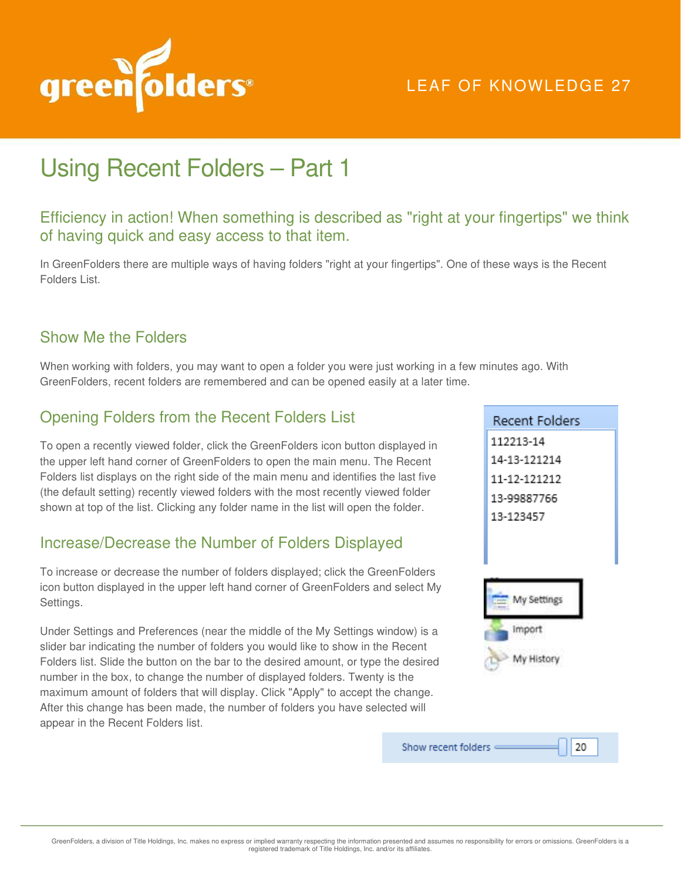LEAF OF KNOWLEDGE 27

# Using Recent Folders – Part 1

## Efficiency in action! When something is described as "right at your fingertips" we think of having quick and easy access to that item.

In GreenFolders there are multiple ways of having folders "right at your fingertips". One of these ways is the Recent Folders List.

## Show Me the Folders

When working with folders, you may want to open a folder you were just working in a few minutes ago. With GreenFolders, recent folders are remembered and can be opened easily at a later time.

## Opening Folders from the Recent Folders List

To open a recently viewed folder, click the GreenFolders icon button displayed in the upper left hand corner of GreenFolders to open the main menu. The Recent Folders list displays on the right side of the main menu and identifies the last five (the default setting) recently viewed folders with the most recently viewed folder shown at top of the list. Clicking any folder name in the list will open the folder.

Recent Folders
- 112213-14
- 14-13-121214
- 11-12-121212
- 13-99887766
- 13-123457

## Increase/Decrease the Number of Folders Displayed

To increase or decrease the number of folders displayed; click the GreenFolders icon button displayed in the upper left hand corner of GreenFolders and select My Settings.

My Settings
Import
My History

Under Settings and Preferences (near the middle of the My Settings window) is a slider bar indicating the number of folders you would like to show in the Recent Folders list. Slide the button on the bar to the desired amount, or type the desired number in the box, to change the number of displayed folders. Twenty is the maximum amount of folders that will display. Click "Apply" to accept the change. After this change has been made, the number of folders you have selected will appear in the Recent Folders list.

Show recent folders 20

GreenFolders, a division of Title Holdings, Inc. makes no express or implied warranty respecting the information presented and assumes no responsibility for errors or omissions. GreenFolders is a registered trademark of Title Holdings, Inc. and/or its affiliates.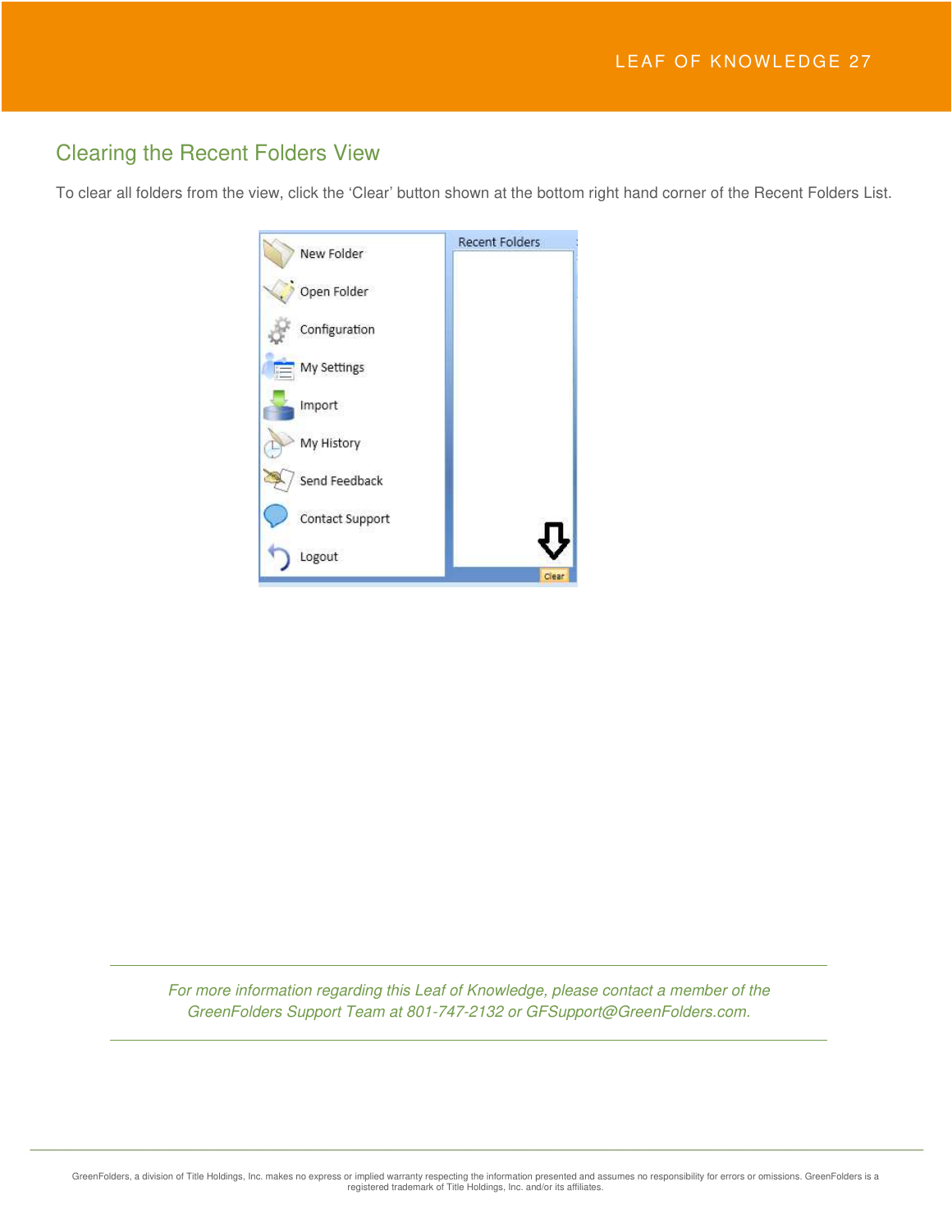## Clearing the Recent Folders View

To clear all folders from the view, click the 'Clear' button shown at the bottom right hand corner of the Recent Folders List.

*For more information regarding this Leaf of Knowledge, please contact a member of the GreenFolders Support Team at 801-747-2132 or GFSupport@GreenFolders.com.*

GreenFolders, a division of Title Holdings, Inc. makes no express or implied warranty respecting the information presented and assumes no responsibility for errors or omissions. GreenFolders is a registered trademark of Title Holdings, Inc. and/or its affiliates.